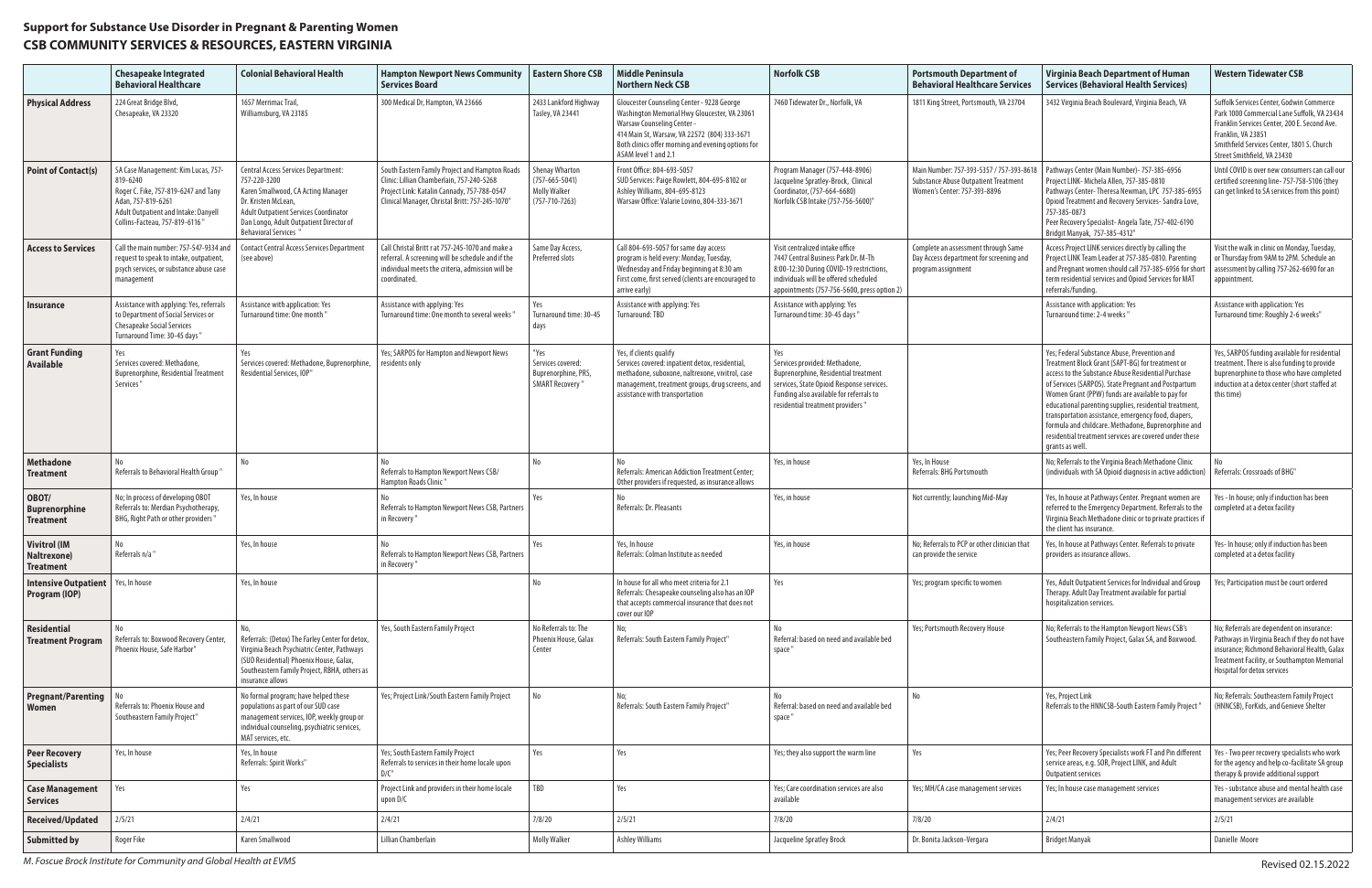# Support for Substance Use Disorder in Pregnant & Parenting Women
## CSB COMMUNITY SERVICES & RESOURCES, EASTERN VIRGINIA

| | Chesapeake Integrated Behavioral Healthcare | Colonial Behavioral Health | Hampton Newport News Community Services Board | Eastern Shore CSB | Middle Peninsula Northern Neck CSB | Norfolk CSB | Portsmouth Department of Behavioral Healthcare Services | Virginia Beach Department of Human Services (Behavioral Health Services) | Western Tidewater CSB |
|---|---|---|---|---|---|---|---|---|---|
| **Physical Address** | 224 Great Bridge Blvd, Chesapeake, VA 23320 | 1657 Merrimac Trail, Williamsburg, VA 23185 | 300 Medical Dr, Hampton, VA 23666 | 2433 Lankford Highway Tasley, VA 23441 | Gloucester Counseling Center - 9228 George Washington Memorial Hwy Gloucester, VA 23061 Warsaw Counseling Center - 414 Main St, Warsaw, VA 22572 (804) 333-3671 Both clinics offer morning and evening options for ASAM level 1 and 2.1 | 7460 Tidewater Dr., Norfolk, VA | 1811 King Street, Portsmouth, VA 23704 | 3432 Virginia Beach Boulevard, Virginia Beach, VA | Suffolk Services Center, Godwin Commerce Park 1000 Commercial Lane Suffolk, VA 23434 Franklin Services Center, 200 E. Second Ave. Franklin, VA 23851 Smithfield Services Center, 1801 S. Church Street Smithfield, VA 23430 |
| **Point of Contact(s)** | SA Case Management: Kim Lucas, 757-819-6240 Roger C. Fike, 757-819-6247 and Tany Adan, 757-819-6261 Adult Outpatient and Intake: Danyell Collins-Facteau, 757-819-6116" | Central Access Services Department: 757-220-3200 Karen Smallwood, CA Acting Manager Dr. Kristen McLean, Adult Outpatient Services Coordinator Dan Longo, Adult Outpatient Director of Behavioral Services " | South Eastern Family Project and Hampton Roads Clinic: Lillian Chamberlain, 757-240-5268 Project Link: Katalin Cannady, 757-788-0547 Clinical Manager, Christal Britt: 757-245-1070" | Shenay Wharton (757-665-5041) Molly Walker (757-710-7263) | Front Office: 804-693-5057 SUD Services: Paige Rowlett, 804-695-8102 or Ashley Williams, 804-695-8123 Warsaw Office: Valarie Lovino, 804-333-3671 | Program Manager (757-448-8906) Jacqueline Spratley-Brock, Clinical Coordinator, (757-664-6680) Norfolk CSB Intake (757-756-5600)" | Main Number: 757-393-5357 / 757-393-8618 Substance Abuse Outpatient Treatment Women's Center: 757-393-8896 | Pathways Center (Main Number)- 757-385-6956 Project LINK- Michela Allen, 757-385-0810 Pathways Center- Theresa Newman, LPC 757-385-6955 Opioid Treatment and Recovery Services- Sandra Love, 757-385-0873 Peer Recovery Specialist- Angela Tate, 757-402-6190 Bridgit Manyak, 757-385-4312" | Until COVID is over new consumers can call our certified screening line- 757-758-5106 (they can get linked to SA services from this point) |
| **Access to Services** | Call the main number: 757-547-9334 and request to speak to intake, outpatient, psych services, or substance abuse case management | Contact Central Access Services Department (see above) | Call Christal Britt r at 757-245-1070 and make a referral. A screening will be schedule and if the individual meets the criteria, admission will be coordinated. | Same Day Access, Preferred slots | Call 804-693-5057 for same day access program is held every: Monday, Tuesday, Wednesday and Friday beginning at 8:30 am First come, first served (clients are encouraged to arrive early) | Visit centralized intake office 7447 Central Business Park Dr. M-Th 8:00-12:30 During COVID-19 restrictions, individuals will be offered scheduled appointments (757-756-5600, press option 2) | Complete an assessment through Same Day Access department for screening and program assignment | Access Project LINK services directly by calling the Project LINK Team Leader at 757-385-0810. Parenting and Pregnant women should call 757-385-6956 for short term residential services and Opioid Services for MAT referrals/funding. | Visit the walk in clinic on Monday, Tuesday, or Thursday from 9AM to 2PM. Schedule an assessment by calling 757-262-6690 for an appointment. |
| **Insurance** | Assistance with applying: Yes, referrals to Department of Social Services or Chesapeake Social Services Turnaround time: 30-45 days" | Assistance with application: Yes Turnaround time: One month" | Assistance with applying: Yes Turnaround time: One month to several weeks" | Yes Turnaround time: 30-45 days | Assistance with applying: Yes Turnaround: TBD | Assistance with applying: Yes Turnaround time: 30-45 days" | | Assistance with application: Yes Turnaround time: 2-4 weeks" | Assistance with application: Yes Turnaround time: Roughly 2-6 weeks" |
| **Grant Funding Available** | Yes Services covered: Methadone, Buprenorphine, Residential Treatment Services" | Yes Services covered: Methadone, Buprenorphine, Residential Services, IOP" | Yes; SARPOS for Hampton and Newport News residents only | "Yes Services covered: Buprenorphine, PRS, SMART Recovery" | Yes, if clients qualify Services covered: inpatient detox, residential, methadone, suboxone, naltrexone, vivitrol, case management, treatment groups, drug screens, and assistance with transportation | Yes Services provided: Methadone, Buprenorphine, Residential treatment services, State Opioid Response Services. Funding also available for referrals to residential treatment providers" | | Yes; Federal Substance Abuse, Prevention and Treatment Block Grant (SAPT-BG) for treatment or access to the Substance Abuse Residential Purchase of Services (SARPOS). State Pregnant and Postpartum Women Grant (PPW) funds are available to pay for educational parenting supplies, residential treatment, transportation assistance, emergency food, diapers, formula and childcare. Methadone, Buprenorphine and residential treatment services are covered under these grants as well. | Yes, SARPOS funding available for residential treatment. There is also funding to provide buprenorphine to those who have completed induction at a detox center (short staffed at this time) |
| **Methadone Treatment** | No Referrals to Behavioral Health Group" | No | No Referrals to Hampton Newport News CSB/ Hampton Roads Clinic" | No | No Referrals: American Addiction Treatment Center; Other providers if requested, as insurance allows | Yes, in house | Yes, In House Referrals: BHG Portsmouth | No; Referrals to the Virginia Beach Methadone Clinic (individuals with SA Opioid diagnosis in active addiction) | No Referrals: Crossroads of BHG" |
| **OBOT/ Buprenorphine Treatment** | No; In process of developing OBOT Referrals to: Merdian Psychotherapy, BHG, Right Path or other providers" | Yes, In house | No Referrals to Hampton Newport News CSB, Partners in Recovery" | Yes | No Referrals: Dr. Pleasants | Yes, in house | Not currently; launching Mid-May | Yes, In house at Pathways Center. Pregnant women are referred to the Emergency Department. Referrals to the Virginia Beach Methadone clinic or to private practices if the client has insurance. | Yes - In house; only if induction has been completed at a detox facility |
| **Vivitrol (IM Naltrexone) Treatment** | No Referrals n/a" | Yes, In house | No Referrals to Hampton Newport News CSB, Partners in Recovery" | Yes | Yes, In house Referrals: Colman Institute as needed | Yes, in house | No; Referrals to PCP or other clinician that can provide the service | Yes, In house at Pathways Center. Referrals to private providers as insurance allows. | Yes- In house; only if induction has been completed at a detox facility |
| **Intensive Outpatient Program (IOP)** | Yes, In house | Yes, In house | | No | In house for all who meet criteria for 2.1 Referrals: Chesapeake counseling also has an IOP that accepts commercial insurance that does not cover our IOP | Yes | Yes; program specific to women | Yes, Adult Outpatient Services for Individual and Group Therapy. Adult Day Treatment available for partial hospitalization services. | Yes; Participation must be court ordered |
| **Residential Treatment Program** | No Referrals to: Boxwood Recovery Center, Phoenix House, Safe Harbor" | No, Referrals: (Detox) The Farley Center for detox, Virginia Beach Psychiatric Center, Pathways (SUD Residential) Phoenix House, Galax, Southeastern Family Project, RBHA, others as insurance allows | Yes, South Eastern Family Project | No Referrals to: The Phoenix House, Galax Center | No; Referrals: South Eastern Family Project" | No Referral: based on need and available bed space" | Yes; Portsmouth Recovery House | No; Referrals to the Hampton Newport News CSB's Southeastern Family Project, Galax SA, and Boxwood. | No; Referrals are dependent on insurance: Pathways in Virginia Beach if they do not have insurance; Richmond Behavioral Health, Galax Treatment Facility, or Southampton Memorial Hospital for detox services |
| **Pregnant/Parenting Women** | No Referrals to: Phoenix House and Southeastern Family Project" | No formal program; have helped these populations as part of our SUD case management services, IOP, weekly group or individual counseling, psychiatric services, MAT services, etc. | Yes; Project Link/South Eastern Family Project | No | No; Referrals: South Eastern Family Project" | No Referral: based on need and available bed space" | No | Yes, Project Link Referrals to the HNNCSB-South Eastern Family Project" | No; Referrals: Southeastern Family Project (HNNCSB), ForKids, and Genieve Shelter |
| **Peer Recovery Specialists** | Yes, In house | Yes, In house Referrals: Spirit Works" | Yes; South Eastern Family Project Referrals to services in their home locale upon D/C" | Yes | Yes | Yes; they also support the warm line | Yes | Yes; Peer Recovery Specialists work FT and Pin different service areas, e.g. SOR, Project LINK, and Adult Outpatient services | Yes - Two peer recovery specialists who work for the agency and help co-facilitate SA group therapy & provide additional support |
| **Case Management Services** | Yes | Yes | Project Link and providers in their home locale upon D/C | TBD | Yes | Yes; Care coordination services are also available | Yes; MH/CA case management services | Yes; In house case management services | Yes - substance abuse and mental health case management services are available |
| **Received/Updated** | 2/5/21 | 2/4/21 | 2/4/21 | 7/8/20 | 2/5/21 | 7/8/20 | 7/8/20 | 2/4/21 | 2/5/21 |
| **Submitted by** | Roger Fike | Karen Smallwood | Lillian Chamberlain | Molly Walker | Ashley Williams | Jacqueline Spratley Brock | Dr. Bonita Jackson-Vergara | Bridget Manyak | Danielle Moore |

*M. Foscue Brock Institute for Community and Global Health at EVMS*

Revised 02.15.2022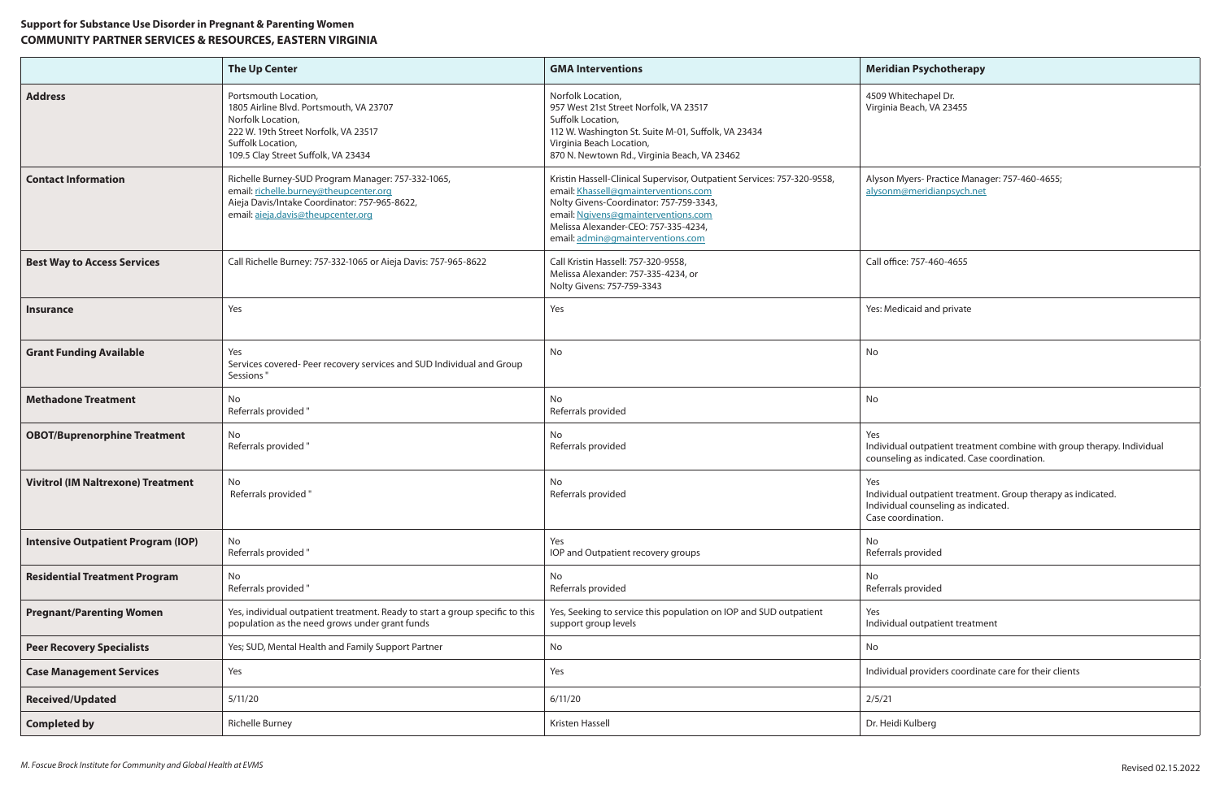**Support for Substance Use Disorder in Pregnant & Parenting Women**
**COMMUNITY PARTNER SERVICES & RESOURCES, EASTERN VIRGINIA**

| | The Up Center | GMA Interventions | Meridian Psychotherapy |
|---|---|---|---|
| **Address** | Portsmouth Location, 1805 Airline Blvd. Portsmouth, VA 23707 Norfolk Location, 222 W. 19th Street Norfolk, VA 23517 Suffolk Location, 109.5 Clay Street Suffolk, VA 23434 | Norfolk Location, 957 West 21st Street Norfolk, VA 23517 Suffolk Location, 112 W. Washington St. Suite M-01, Suffolk, VA 23434 Virginia Beach Location, 870 N. Newtown Rd., Virginia Beach, VA 23462 | 4509 Whitechapel Dr. Virginia Beach, VA 23455 |
| **Contact Information** | Richelle Burney-SUD Program Manager: 757-332-1065, email: richelle.burney@theupcenter.org Aieja Davis/Intake Coordinator: 757-965-8622, email: aieja.davis@theupcenter.org | Kristin Hassell-Clinical Supervisor, Outpatient Services: 757-320-9558, email: Khassell@gmainterventions.com Nolty Givens-Coordinator: 757-759-3343, email: Ngivens@gmainterventions.com Melissa Alexander-CEO: 757-335-4234, email: admin@gmainterventions.com | Alyson Myers- Practice Manager: 757-460-4655; alysonm@meridianpsych.net |
| **Best Way to Access Services** | Call Richelle Burney: 757-332-1065 or Aieja Davis: 757-965-8622 | Call Kristin Hassell: 757-320-9558, Melissa Alexander: 757-335-4234, or Nolty Givens: 757-759-3343 | Call office: 757-460-4655 |
| **Insurance** | Yes | Yes | Yes: Medicaid and private |
| **Grant Funding Available** | Yes Services covered- Peer recovery services and SUD Individual and Group Sessions " | No | No |
| **Methadone Treatment** | No Referrals provided " | No Referrals provided | No |
| **OBOT/Buprenorphine Treatment** | No Referrals provided " | No Referrals provided | Yes Individual outpatient treatment combine with group therapy. Individual counseling as indicated. Case coordination. |
| **Vivitrol (IM Naltrexone) Treatment** | No Referrals provided " | No Referrals provided | Yes Individual outpatient treatment. Group therapy as indicated. Individual counseling as indicated. Case coordination. |
| **Intensive Outpatient Program (IOP)** | No Referrals provided " | Yes IOP and Outpatient recovery groups | No Referrals provided |
| **Residential Treatment Program** | No Referrals provided " | No Referrals provided | No Referrals provided |
| **Pregnant/Parenting Women** | Yes, individual outpatient treatment. Ready to start a group specific to this population as the need grows under grant funds | Yes, Seeking to service this population on IOP and SUD outpatient support group levels | Yes Individual outpatient treatment |
| **Peer Recovery Specialists** | Yes; SUD, Mental Health and Family Support Partner | No | No |
| **Case Management Services** | Yes | Yes | Individual providers coordinate care for their clients |
| **Received/Updated** | 5/11/20 | 6/11/20 | 2/5/21 |
| **Completed by** | Richelle Burney | Kristen Hassell | Dr. Heidi Kulberg |

*M. Foscue Brock Institute for Community and Global Health at EVMS*

Revised 02.15.2022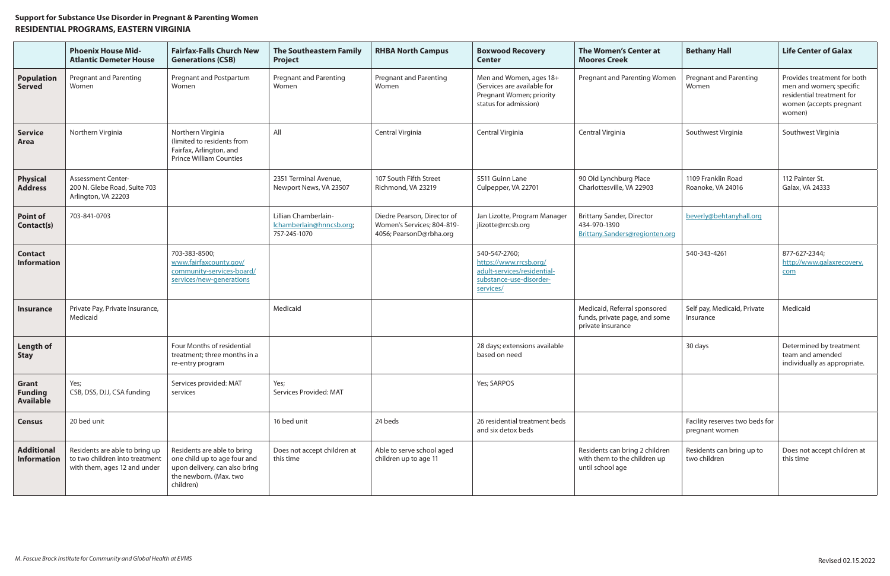**Support for Substance Use Disorder in Pregnant & Parenting Women**
**RESIDENTIAL PROGRAMS, EASTERN VIRGINIA**

| | Phoenix House Mid-Atlantic Demeter House | Fairfax-Falls Church New Generations (CSB) | The Southeastern Family Project | RHBA North Campus | Boxwood Recovery Center | The Women's Center at Moores Creek | Bethany Hall | Life Center of Galax |
|---|---|---|---|---|---|---|---|---|
| **Population Served** | Pregnant and Parenting Women | Pregnant and Postpartum Women | Pregnant and Parenting Women | Pregnant and Parenting Women | Men and Women, ages 18+ (Services are available for Pregnant Women; priority status for admission) | Pregnant and Parenting Women | Pregnant and Parenting Women | Provides treatment for both men and women; specific residential treatment for women (accepts pregnant women) |
| **Service Area** | Northern Virginia | Northern Virginia (limited to residents from Fairfax, Arlington, and Prince William Counties | All | Central Virginia | Central Virginia | Central Virginia | Southwest Virginia | Southwest Virginia |
| **Physical Address** | Assessment Center- 200 N. Glebe Road, Suite 703 Arlington, VA 22203 | | 2351 Terminal Avenue, Newport News, VA 23507 | 107 South Fifth Street Richmond, VA 23219 | 5511 Guinn Lane Culpepper, VA 22701 | 90 Old Lynchburg Place Charlottesville, VA 22903 | 1109 Franklin Road Roanoke, VA 24016 | 112 Painter St. Galax, VA 24333 |
| **Point of Contact(s)** | 703-841-0703 | | Lillian Chamberlain- lchamberlain@hnncsb.org; 757-245-1070 | Diedre Pearson, Director of Women's Services; 804-819-4056; PearsonD@rbha.org | Jan Lizotte, Program Manager jlizotte@rrcsb.org | Brittany Sander, Director 434-970-1390 Brittany.Sanders@regionten.org | beverly@behtanyhall.org | |
| **Contact Information** | | 703-383-8500; www.fairfaxcounty.gov/community-services-board/services/new-generations | | | 540-547-2760; https://www.rrcsb.org/adult-services/residential-substance-use-disorder-services/ | | 540-343-4261 | 877-627-2344; http://www.galaxrecovery.com |
| **Insurance** | Private Pay, Private Insurance, Medicaid | | Medicaid | | | Medicaid, Referral sponsored funds, private page, and some private insurance | Self pay, Medicaid, Private Insurance | Medicaid |
| **Length of Stay** | | Four Months of residential treatment; three months in a re-entry program | | | 28 days; extensions available based on need | | 30 days | Determined by treatment team and amended individually as appropriate. |
| **Grant Funding Available** | Yes; CSB, DSS, DJJ, CSA funding | Services provided: MAT services | Yes; Services Provided: MAT | | Yes; SARPOS | | | |
| **Census** | 20 bed unit | | 16 bed unit | 24 beds | 26 residential treatment beds and six detox beds | | Facility reserves two beds for pregnant women | |
| **Additional Information** | Residents are able to bring up to two children into treatment with them, ages 12 and under | Residents are able to bring one child up to age four and upon delivery, can also bring the newborn. (Max. two children) | Does not accept children at this time | Able to serve school aged children up to age 11 | | Residents can bring 2 children with them to the children up until school age | Residents can bring up to two children | Does not accept children at this time |

*M. Foscue Brock Institute for Community and Global Health at EVMS*

Revised 02.15.2022